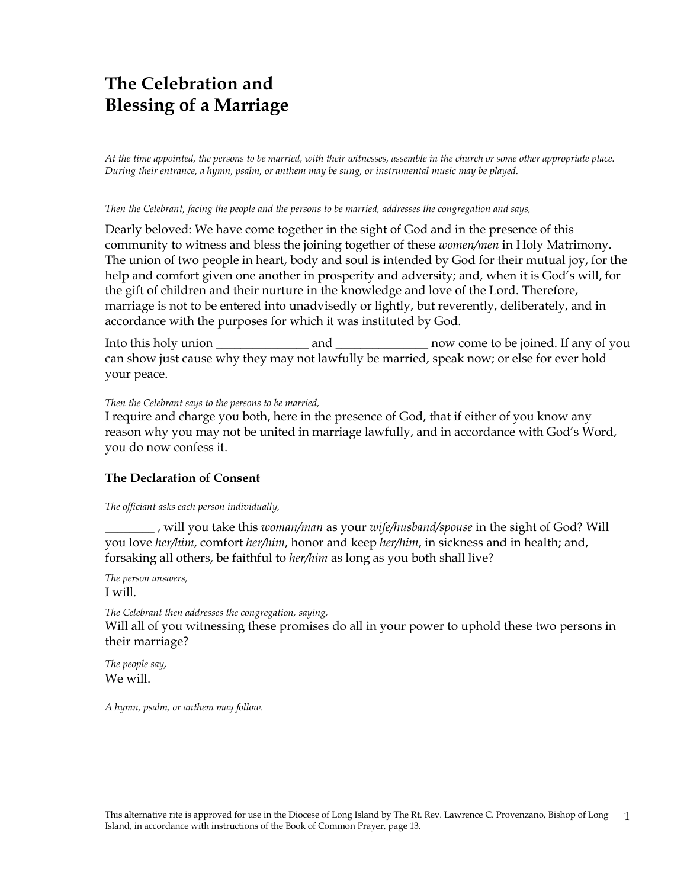# The Celebration and Blessing of a Marriage

*At the time appointed, the persons to be married, with their witnesses, assemble in the church or some other appropriate place. During their entrance, a hymn, psalm, or anthem may be sung, or instrumental music may be played.*

*Then the Celebrant, facing the people and the persons to be married, addresses the congregation and says,*

Dearly beloved: We have come together in the sight of God and in the presence of this community to witness and bless the joining together of these *women/men* in Holy Matrimony. The union of two people in heart, body and soul is intended by God for their mutual joy, for the help and comfort given one another in prosperity and adversity; and, when it is God's will, for the gift of children and their nurture in the knowledge and love of the Lord. Therefore, marriage is not to be entered into unadvisedly or lightly, but reverently, deliberately, and in accordance with the purposes for which it was instituted by God.

Into this holy union _______________ and _______________ now come to be joined. If any of you can show just cause why they may not lawfully be married, speak now; or else for ever hold your peace.

*Then the Celebrant says to the persons to be married,*

I require and charge you both, here in the presence of God, that if either of you know any reason why you may not be united in marriage lawfully, and in accordance with God's Word, you do now confess it.

### The Declaration of Consent

*The officiant asks each person individually,*

________ , will you take this *woman/man* as your *wife/husband/spouse* in the sight of God? Will you love *her/him*, comfort *her/him*, honor and keep *her/him*, in sickness and in health; and, forsaking all others, be faithful to *her/him* as long as you both shall live?

*The person answers,*

I will.

*The Celebrant then addresses the congregation, saying,*

Will all of you witnessing these promises do all in your power to uphold these two persons in their marriage?

*The people say,*

We will.

*A hymn, psalm, or anthem may follow.*

This alternative rite is approved for use in the Diocese of Long Island by The Rt. Rev. Lawrence C. Provenzano, Bishop of Long Island, in accordance with instructions of the Book of Common Prayer, page 13.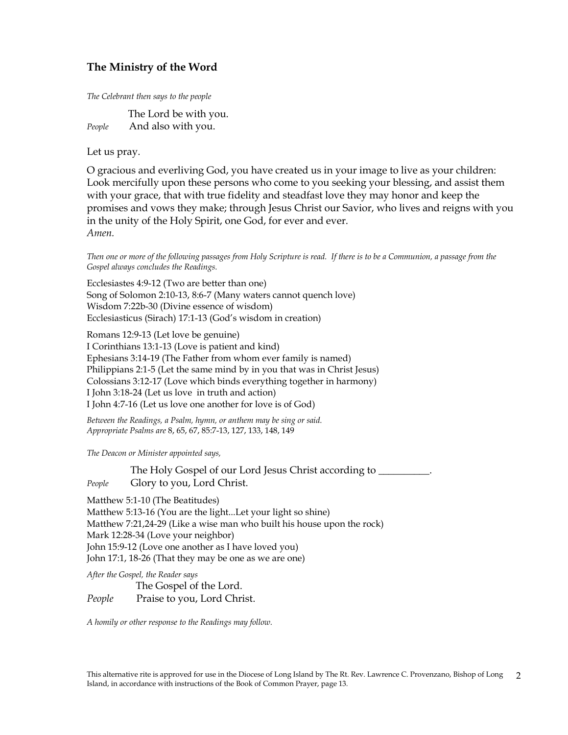## The Ministry of the Word

*The Celebrant then says to the people*

The Lord be with you.  
*People* And also with you.

Let us pray.

O gracious and everliving God, you have created us in your image to live as your children: Look mercifully upon these persons who come to you seeking your blessing, and assist them with your grace, that with true fidelity and steadfast love they may honor and keep the promises and vows they make; through Jesus Christ our Savior, who lives and reigns with you in the unity of the Holy Spirit, one God, for ever and ever.  
*Amen.*

*Then one or more of the following passages from Holy Scripture is read. If there is to be a Communion, a passage from the Gospel always concludes the Readings.*

Ecclesiastes 4:9-12 (Two are better than one)  
Song of Solomon 2:10-13, 8:6-7 (Many waters cannot quench love)  
Wisdom 7:22b-30 (Divine essence of wisdom)  
Ecclesiasticus (Sirach) 17:1-13 (God's wisdom in creation)

Romans 12:9-13 (Let love be genuine)  
I Corinthians 13:1-13 (Love is patient and kind)  
Ephesians 3:14-19 (The Father from whom ever family is named)  
Philippians 2:1-5 (Let the same mind by in you that was in Christ Jesus)  
Colossians 3:12-17 (Love which binds everything together in harmony)  
I John 3:18-24 (Let us love in truth and action)  
I John 4:7-16 (Let us love one another for love is of God)

*Between the Readings, a Psalm, hymn, or anthem may be sing or said.*  
*Appropriate Psalms are* 8, 65, 67, 85:7-13, 127, 133, 148, 149

*The Deacon or Minister appointed says,*

The Holy Gospel of our Lord Jesus Christ according to __________.  
*People* Glory to you, Lord Christ.

Matthew 5:1-10 (The Beatitudes)  
Matthew 5:13-16 (You are the light...Let your light so shine)  
Matthew 7:21,24-29 (Like a wise man who built his house upon the rock)  
Mark 12:28-34 (Love your neighbor)  
John 15:9-12 (Love one another as I have loved you)  
John 17:1, 18-26 (That they may be one as we are one)

*After the Gospel, the Reader says*

The Gospel of the Lord.  
*People* Praise to you, Lord Christ.

*A homily or other response to the Readings may follow.*

This alternative rite is approved for use in the Diocese of Long Island by The Rt. Rev. Lawrence C. Provenzano, Bishop of Long Island, in accordance with instructions of the Book of Common Prayer, page 13.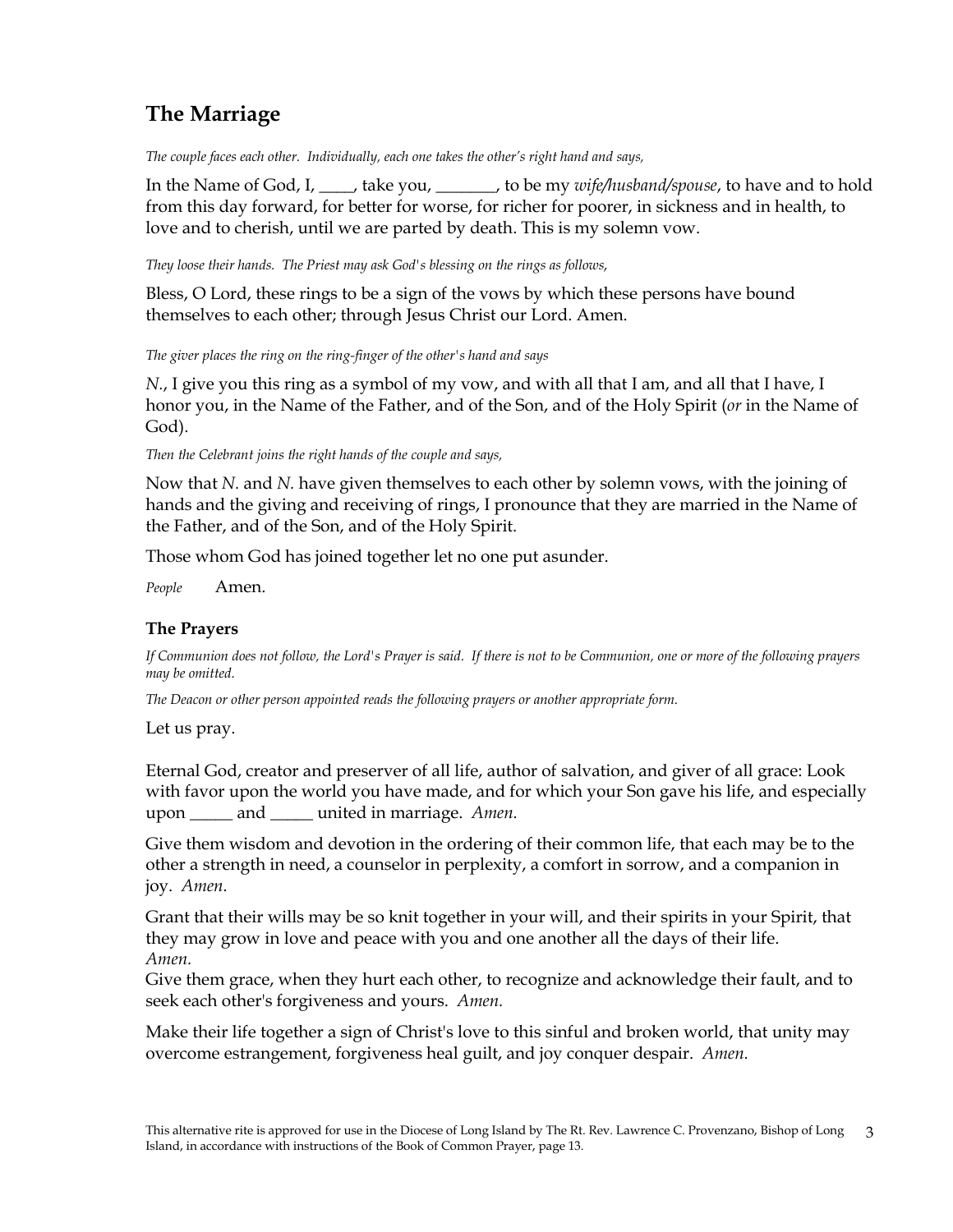## The Marriage

*The couple faces each other. Individually, each one takes the other's right hand and says,*

In the Name of God, I, ____, take you, _______, to be my *wife/husband/spouse*, to have and to hold from this day forward, for better for worse, for richer for poorer, in sickness and in health, to love and to cherish, until we are parted by death. This is my solemn vow.

*They loose their hands. The Priest may ask God's blessing on the rings as follows,*

Bless, O Lord, these rings to be a sign of the vows by which these persons have bound themselves to each other; through Jesus Christ our Lord. Amen.

*The giver places the ring on the ring-finger of the other's hand and says*

*N.*, I give you this ring as a symbol of my vow, and with all that I am, and all that I have, I honor you, in the Name of the Father, and of the Son, and of the Holy Spirit (*or* in the Name of God).

*Then the Celebrant joins the right hands of the couple and says,*

Now that *N.* and *N.* have given themselves to each other by solemn vows, with the joining of hands and the giving and receiving of rings, I pronounce that they are married in the Name of the Father, and of the Son, and of the Holy Spirit.

Those whom God has joined together let no one put asunder.

*People* Amen.

### The Prayers

*If Communion does not follow, the Lord's Prayer is said. If there is not to be Communion, one or more of the following prayers may be omitted.*

*The Deacon or other person appointed reads the following prayers or another appropriate form.*

Let us pray.

Eternal God, creator and preserver of all life, author of salvation, and giver of all grace: Look with favor upon the world you have made, and for which your Son gave his life, and especially upon _____ and _____ united in marriage. *Amen.*

Give them wisdom and devotion in the ordering of their common life, that each may be to the other a strength in need, a counselor in perplexity, a comfort in sorrow, and a companion in joy. *Amen.*

Grant that their wills may be so knit together in your will, and their spirits in your Spirit, that they may grow in love and peace with you and one another all the days of their life. *Amen.*

Give them grace, when they hurt each other, to recognize and acknowledge their fault, and to seek each other's forgiveness and yours. *Amen.*

Make their life together a sign of Christ's love to this sinful and broken world, that unity may overcome estrangement, forgiveness heal guilt, and joy conquer despair. *Amen.*

This alternative rite is approved for use in the Diocese of Long Island by The Rt. Rev. Lawrence C. Provenzano, Bishop of Long Island, in accordance with instructions of the Book of Common Prayer, page 13.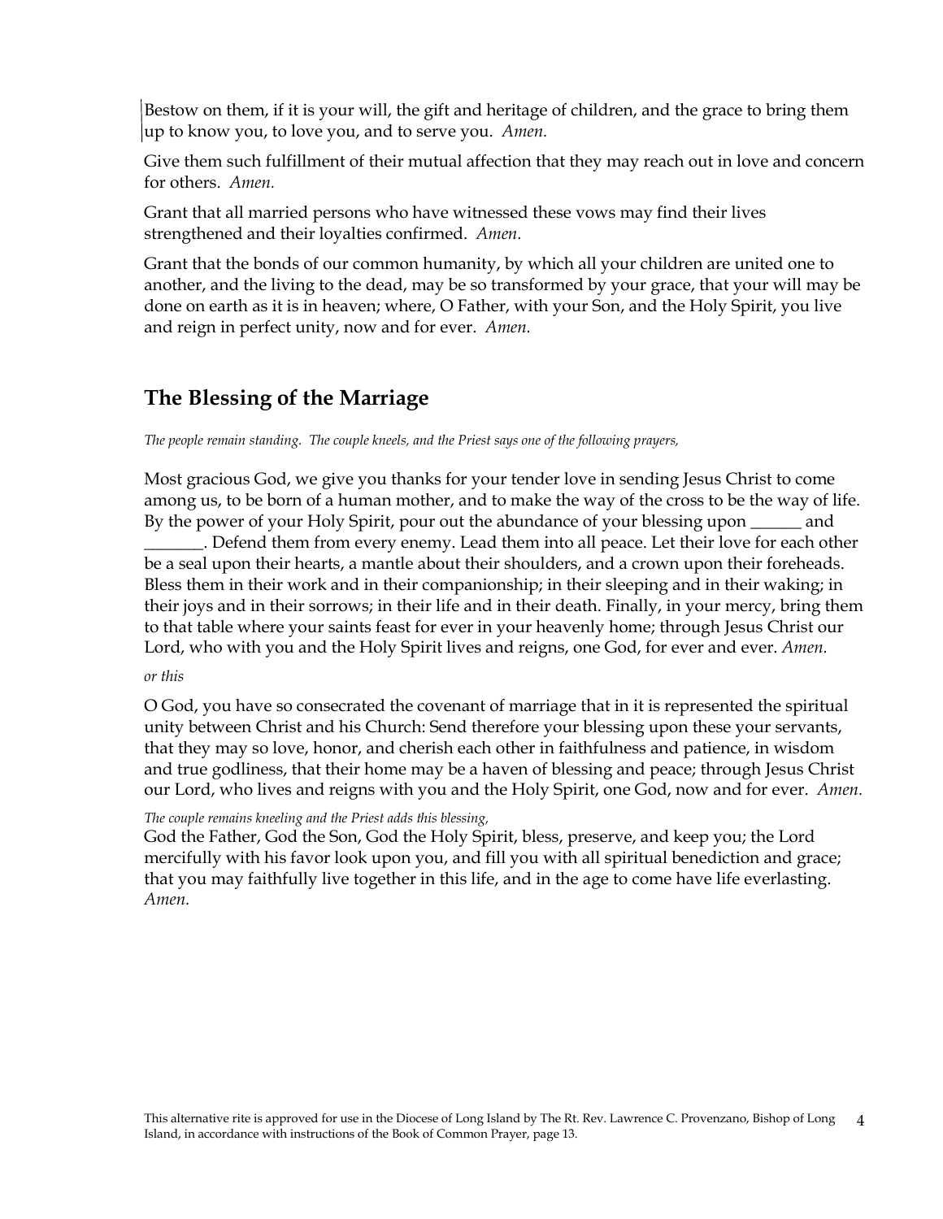Bestow on them, if it is your will, the gift and heritage of children, and the grace to bring them up to know you, to love you, and to serve you. *Amen.*

Give them such fulfillment of their mutual affection that they may reach out in love and concern for others. *Amen.*

Grant that all married persons who have witnessed these vows may find their lives strengthened and their loyalties confirmed. *Amen.*

Grant that the bonds of our common humanity, by which all your children are united one to another, and the living to the dead, may be so transformed by your grace, that your will may be done on earth as it is in heaven; where, O Father, with your Son, and the Holy Spirit, you live and reign in perfect unity, now and for ever. *Amen.*

## The Blessing of the Marriage

*The people remain standing. The couple kneels, and the Priest says one of the following prayers,*

Most gracious God, we give you thanks for your tender love in sending Jesus Christ to come among us, to be born of a human mother, and to make the way of the cross to be the way of life. By the power of your Holy Spirit, pour out the abundance of your blessing upon ______ and _______. Defend them from every enemy. Lead them into all peace. Let their love for each other be a seal upon their hearts, a mantle about their shoulders, and a crown upon their foreheads. Bless them in their work and in their companionship; in their sleeping and in their waking; in their joys and in their sorrows; in their life and in their death. Finally, in your mercy, bring them to that table where your saints feast for ever in your heavenly home; through Jesus Christ our Lord, who with you and the Holy Spirit lives and reigns, one God, for ever and ever. *Amen.*

*or this*

O God, you have so consecrated the covenant of marriage that in it is represented the spiritual unity between Christ and his Church: Send therefore your blessing upon these your servants, that they may so love, honor, and cherish each other in faithfulness and patience, in wisdom and true godliness, that their home may be a haven of blessing and peace; through Jesus Christ our Lord, who lives and reigns with you and the Holy Spirit, one God, now and for ever. *Amen.*

*The couple remains kneeling and the Priest adds this blessing,*

God the Father, God the Son, God the Holy Spirit, bless, preserve, and keep you; the Lord mercifully with his favor look upon you, and fill you with all spiritual benediction and grace; that you may faithfully live together in this life, and in the age to come have life everlasting. *Amen.*

This alternative rite is approved for use in the Diocese of Long Island by The Rt. Rev. Lawrence C. Provenzano, Bishop of Long Island, in accordance with instructions of the Book of Common Prayer, page 13.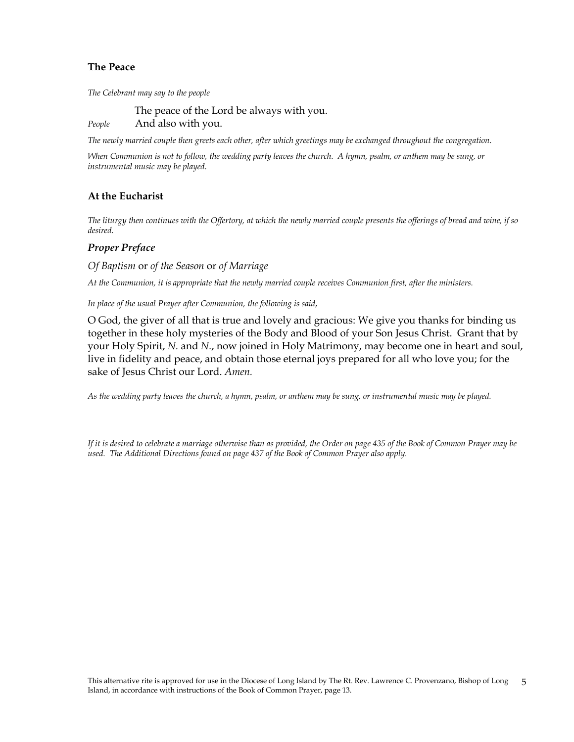### The Peace

*The Celebrant may say to the people*

The peace of the Lord be always with you.

*People* And also with you.

*The newly married couple then greets each other, after which greetings may be exchanged throughout the congregation.*

*When Communion is not to follow, the wedding party leaves the church. A hymn, psalm, or anthem may be sung, or instrumental music may be played.*

### At the Eucharist

*The liturgy then continues with the Offertory, at which the newly married couple presents the offerings of bread and wine, if so desired.*

#### *Proper Preface*

*Of Baptism* or *of the Season* or *of Marriage*

*At the Communion, it is appropriate that the newly married couple receives Communion first, after the ministers.*

*In place of the usual Prayer after Communion, the following is said,*

O God, the giver of all that is true and lovely and gracious: We give you thanks for binding us together in these holy mysteries of the Body and Blood of your Son Jesus Christ. Grant that by your Holy Spirit, *N.* and *N.*, now joined in Holy Matrimony, may become one in heart and soul, live in fidelity and peace, and obtain those eternal joys prepared for all who love you; for the sake of Jesus Christ our Lord. *Amen.*

*As the wedding party leaves the church, a hymn, psalm, or anthem may be sung, or instrumental music may be played.*

*If it is desired to celebrate a marriage otherwise than as provided, the Order on page 435 of the Book of Common Prayer may be used. The Additional Directions found on page 437 of the Book of Common Prayer also apply.*

This alternative rite is approved for use in the Diocese of Long Island by The Rt. Rev. Lawrence C. Provenzano, Bishop of Long Island, in accordance with instructions of the Book of Common Prayer, page 13.